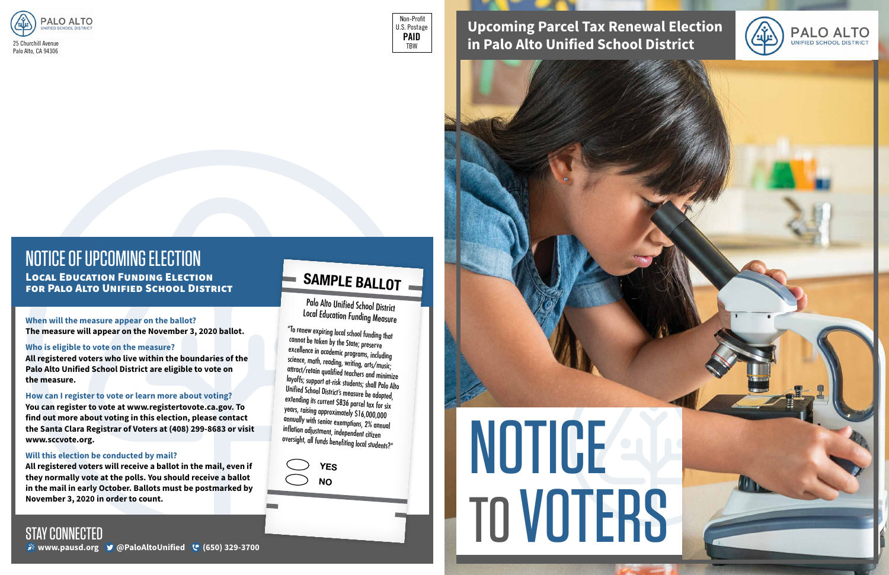PALO ALTO
UNIFIED SCHOOL DISTRICT

25 Churchill Avenue
Palo Alto, CA 94306

Non-Profit
U.S. Postage
**PAID**
TBW

# NOTICE OF UPCOMING ELECTION

## Local Education Funding Election for Palo Alto Unified School District

**When will the measure appear on the ballot?**
**The measure will appear on the November 3, 2020 ballot.**

**Who is eligible to vote on the measure?**
**All registered voters who live within the boundaries of the Palo Alto Unified School District are eligible to vote on the measure.**

**How can I register to vote or learn more about voting?**
**You can register to vote at www.registertovote.ca.gov. To find out more about voting in this election, please contact the Santa Clara Registrar of Voters at (408) 299-8683 or visit www.sccvote.org.**

**Will this election be conducted by mail?**
**All registered voters will receive a ballot in the mail, even if they normally vote at the polls. You should receive a ballot in the mail in early October. Ballots must be postmarked by November 3, 2020 in order to count.**

## SAMPLE BALLOT

Palo Alto Unified School District
Local Education Funding Measure

"To renew expiring local school funding that cannot be taken by the State; preserve excellence in academic programs, including science, math, reading, writing, arts/music; attract/retain qualified teachers and minimize layoffs; support at-risk students; shall Palo Alto Unified School District's measure be adopted, extending its current $836 parcel tax for six years, raising approximately $16,000,000 annually with senior exemptions, 2% annual inflation adjustment, independent citizen oversight, all funds benefiting local students?"

- YES
- NO

## STAY CONNECTED

**www.pausd.org** **@PaloAltoUnified** **(650) 329-3700**

# Upcoming Parcel Tax Renewal Election in Palo Alto Unified School District

PALO ALTO
UNIFIED SCHOOL DISTRICT

# NOTICE TO VOTERS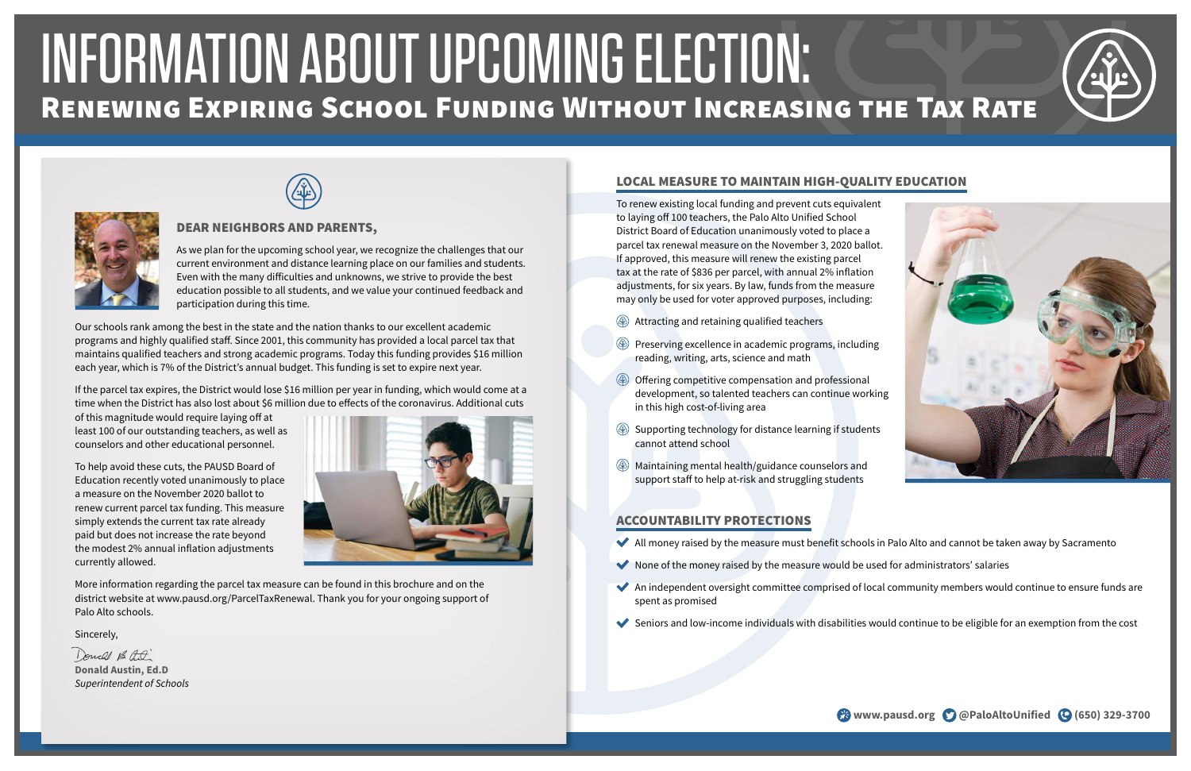# INFORMATION ABOUT UPCOMING ELECTION:

## Renewing Expiring School Funding Without Increasing the Tax Rate

### DEAR NEIGHBORS AND PARENTS,

As we plan for the upcoming school year, we recognize the challenges that our current environment and distance learning place on our families and students. Even with the many difficulties and unknowns, we strive to provide the best education possible to all students, and we value your continued feedback and participation during this time.

Our schools rank among the best in the state and the nation thanks to our excellent academic programs and highly qualified staff. Since 2001, this community has provided a local parcel tax that maintains qualified teachers and strong academic programs. Today this funding provides $16 million each year, which is 7% of the District's annual budget. This funding is set to expire next year.

If the parcel tax expires, the District would lose $16 million per year in funding, which would come at a time when the District has also lost about $6 million due to effects of the coronavirus. Additional cuts of this magnitude would require laying off at least 100 of our outstanding teachers, as well as counselors and other educational personnel.

To help avoid these cuts, the PAUSD Board of Education recently voted unanimously to place a measure on the November 2020 ballot to renew current parcel tax funding. This measure simply extends the current tax rate already paid but does not increase the rate beyond the modest 2% annual inflation adjustments currently allowed.

More information regarding the parcel tax measure can be found in this brochure and on the district website at www.pausd.org/ParcelTaxRenewal. Thank you for your ongoing support of Palo Alto schools.

Sincerely,

**Donald Austin, Ed.D**
*Superintendent of Schools*

### LOCAL MEASURE TO MAINTAIN HIGH-QUALITY EDUCATION

To renew existing local funding and prevent cuts equivalent to laying off 100 teachers, the Palo Alto Unified School District Board of Education unanimously voted to place a parcel tax renewal measure on the November 3, 2020 ballot. If approved, this measure will renew the existing parcel tax at the rate of $836 per parcel, with annual 2% inflation adjustments, for six years. By law, funds from the measure may only be used for voter approved purposes, including:

- Attracting and retaining qualified teachers
- Preserving excellence in academic programs, including reading, writing, arts, science and math
- Offering competitive compensation and professional development, so talented teachers can continue working in this high cost-of-living area
- Supporting technology for distance learning if students cannot attend school
- Maintaining mental health/guidance counselors and support staff to help at-risk and struggling students

### ACCOUNTABILITY PROTECTIONS

- All money raised by the measure must benefit schools in Palo Alto and cannot be taken away by Sacramento
- None of the money raised by the measure would be used for administrators' salaries
- An independent oversight committee comprised of local community members would continue to ensure funds are spent as promised
- Seniors and low-income individuals with disabilities would continue to be eligible for an exemption from the cost

www.pausd.org @PaloAltoUnified (650) 329-3700